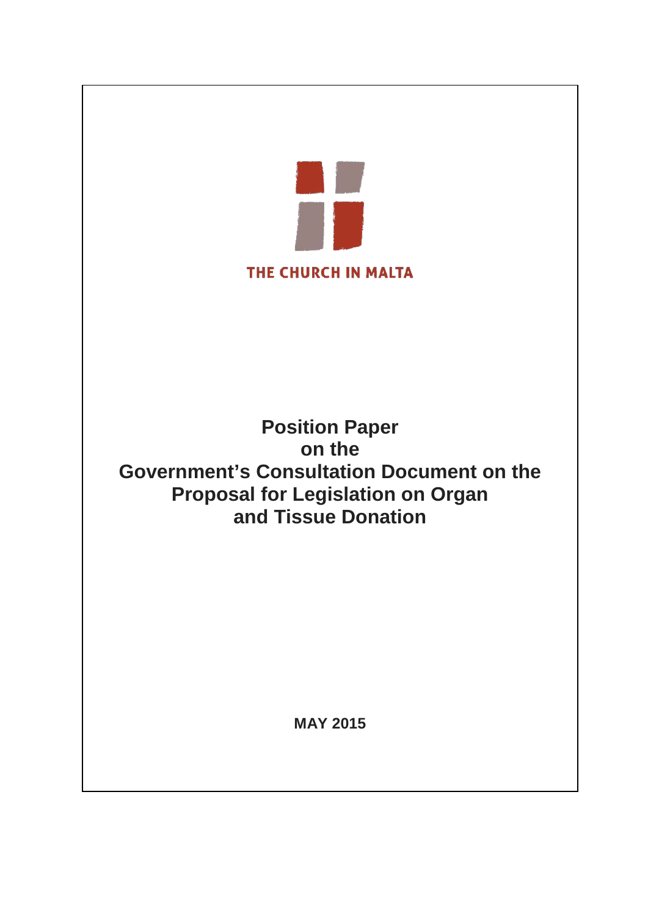THE CHURCH IN MALTA

# Position Paper on the Government's Consultation Document on the Proposal for Legislation on Organ and Tissue Donation

**MAY 2015**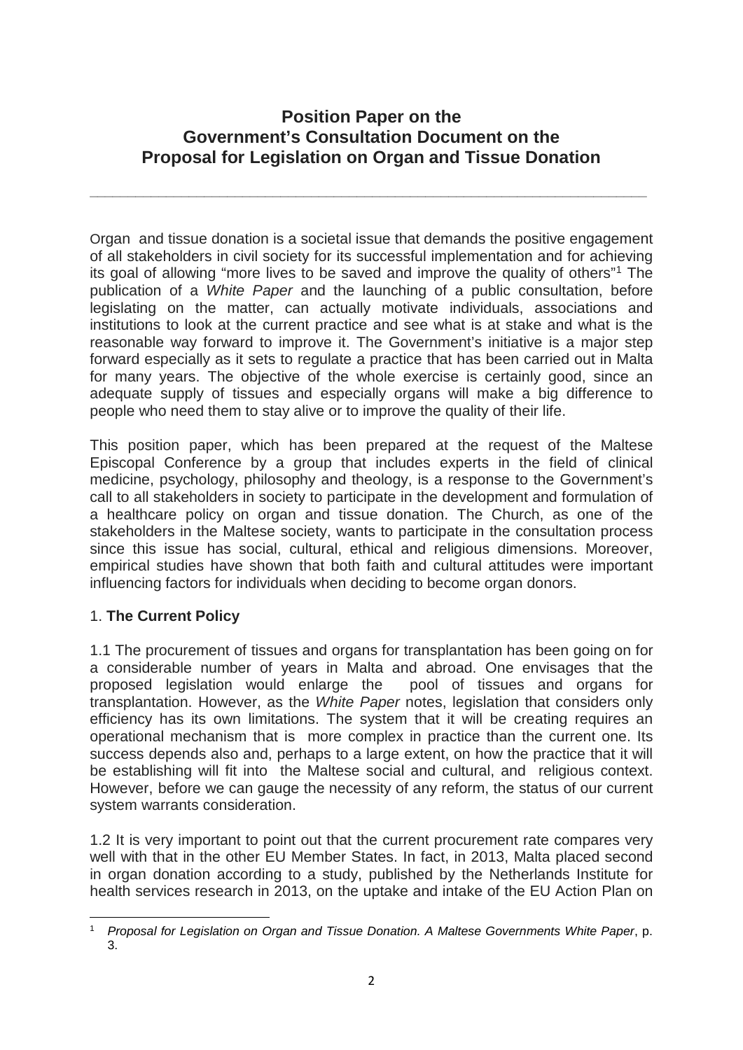# Position Paper on the Government's Consultation Document on the Proposal for Legislation on Organ and Tissue Donation

Organ and tissue donation is a societal issue that demands the positive engagement of all stakeholders in civil society for its successful implementation and for achieving its goal of allowing "more lives to be saved and improve the quality of others"[1] The publication of a *White Paper* and the launching of a public consultation, before legislating on the matter, can actually motivate individuals, associations and institutions to look at the current practice and see what is at stake and what is the reasonable way forward to improve it. The Government's initiative is a major step forward especially as it sets to regulate a practice that has been carried out in Malta for many years. The objective of the whole exercise is certainly good, since an adequate supply of tissues and especially organs will make a big difference to people who need them to stay alive or to improve the quality of their life.

This position paper, which has been prepared at the request of the Maltese Episcopal Conference by a group that includes experts in the field of clinical medicine, psychology, philosophy and theology, is a response to the Government's call to all stakeholders in society to participate in the development and formulation of a healthcare policy on organ and tissue donation. The Church, as one of the stakeholders in the Maltese society, wants to participate in the consultation process since this issue has social, cultural, ethical and religious dimensions. Moreover, empirical studies have shown that both faith and cultural attitudes were important influencing factors for individuals when deciding to become organ donors.

## 1. The Current Policy

1.1 The procurement of tissues and organs for transplantation has been going on for a considerable number of years in Malta and abroad. One envisages that the proposed legislation would enlarge the pool of tissues and organs for transplantation. However, as the *White Paper* notes, legislation that considers only efficiency has its own limitations. The system that it will be creating requires an operational mechanism that is more complex in practice than the current one. Its success depends also and, perhaps to a large extent, on how the practice that it will be establishing will fit into the Maltese social and cultural, and religious context. However, before we can gauge the necessity of any reform, the status of our current system warrants consideration.

1.2 It is very important to point out that the current procurement rate compares very well with that in the other EU Member States. In fact, in 2013, Malta placed second in organ donation according to a study, published by the Netherlands Institute for health services research in 2013, on the uptake and intake of the EU Action Plan on

---

[1] *Proposal for Legislation on Organ and Tissue Donation. A Maltese Governments White Paper*, p. 3.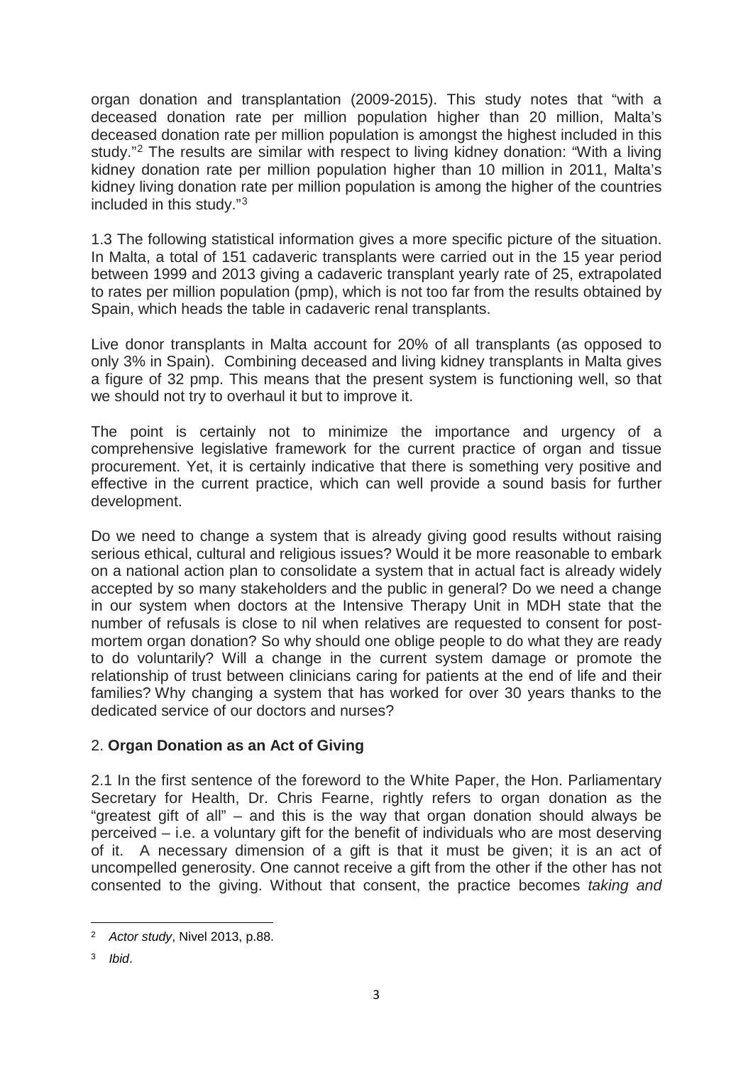organ donation and transplantation (2009-2015). This study notes that "with a deceased donation rate per million population higher than 20 million, Malta's deceased donation rate per million population is amongst the highest included in this study."[2] The results are similar with respect to living kidney donation: "With a living kidney donation rate per million population higher than 10 million in 2011, Malta's kidney living donation rate per million population is among the higher of the countries included in this study."[3]

1.3 The following statistical information gives a more specific picture of the situation. In Malta, a total of 151 cadaveric transplants were carried out in the 15 year period between 1999 and 2013 giving a cadaveric transplant yearly rate of 25, extrapolated to rates per million population (pmp), which is not too far from the results obtained by Spain, which heads the table in cadaveric renal transplants.

Live donor transplants in Malta account for 20% of all transplants (as opposed to only 3% in Spain). Combining deceased and living kidney transplants in Malta gives a figure of 32 pmp. This means that the present system is functioning well, so that we should not try to overhaul it but to improve it.

The point is certainly not to minimize the importance and urgency of a comprehensive legislative framework for the current practice of organ and tissue procurement. Yet, it is certainly indicative that there is something very positive and effective in the current practice, which can well provide a sound basis for further development.

Do we need to change a system that is already giving good results without raising serious ethical, cultural and religious issues? Would it be more reasonable to embark on a national action plan to consolidate a system that in actual fact is already widely accepted by so many stakeholders and the public in general? Do we need a change in our system when doctors at the Intensive Therapy Unit in MDH state that the number of refusals is close to nil when relatives are requested to consent for post-mortem organ donation? So why should one oblige people to do what they are ready to do voluntarily? Will a change in the current system damage or promote the relationship of trust between clinicians caring for patients at the end of life and their families? Why changing a system that has worked for over 30 years thanks to the dedicated service of our doctors and nurses?

## 2. **Organ Donation as an Act of Giving**

2.1 In the first sentence of the foreword to the White Paper, the Hon. Parliamentary Secretary for Health, Dr. Chris Fearne, rightly refers to organ donation as the "greatest gift of all" – and this is the way that organ donation should always be perceived – i.e. a voluntary gift for the benefit of individuals who are most deserving of it. A necessary dimension of a gift is that it must be given; it is an act of uncompelled generosity. One cannot receive a gift from the other if the other has not consented to the giving. Without that consent, the practice becomes *taking and*

---

[2] *Actor study*, Nivel 2013, p.88.

[3] *Ibid*.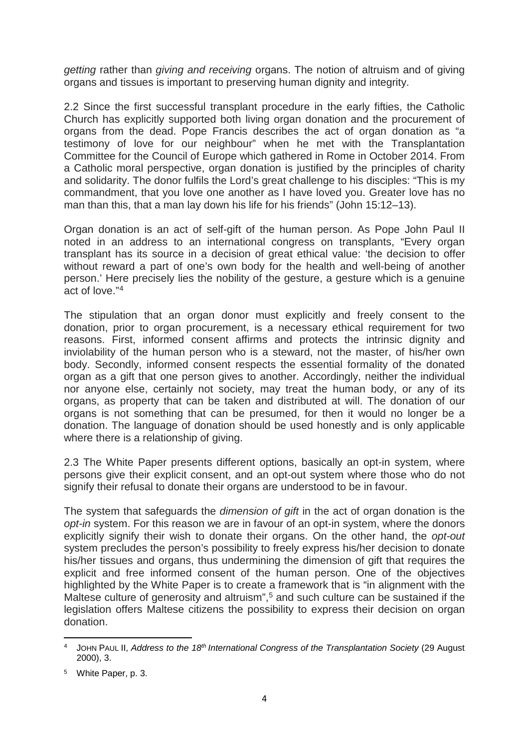*getting* rather than *giving and receiving* organs. The notion of altruism and of giving organs and tissues is important to preserving human dignity and integrity.

2.2 Since the first successful transplant procedure in the early fifties, the Catholic Church has explicitly supported both living organ donation and the procurement of organs from the dead. Pope Francis describes the act of organ donation as "a testimony of love for our neighbour" when he met with the Transplantation Committee for the Council of Europe which gathered in Rome in October 2014. From a Catholic moral perspective, organ donation is justified by the principles of charity and solidarity. The donor fulfils the Lord's great challenge to his disciples: "This is my commandment, that you love one another as I have loved you. Greater love has no man than this, that a man lay down his life for his friends" (John 15:12–13).

Organ donation is an act of self-gift of the human person. As Pope John Paul II noted in an address to an international congress on transplants, "Every organ transplant has its source in a decision of great ethical value: 'the decision to offer without reward a part of one's own body for the health and well-being of another person.' Here precisely lies the nobility of the gesture, a gesture which is a genuine act of love."[4]

The stipulation that an organ donor must explicitly and freely consent to the donation, prior to organ procurement, is a necessary ethical requirement for two reasons. First, informed consent affirms and protects the intrinsic dignity and inviolability of the human person who is a steward, not the master, of his/her own body. Secondly, informed consent respects the essential formality of the donated organ as a gift that one person gives to another. Accordingly, neither the individual nor anyone else, certainly not society, may treat the human body, or any of its organs, as property that can be taken and distributed at will. The donation of our organs is not something that can be presumed, for then it would no longer be a donation. The language of donation should be used honestly and is only applicable where there is a relationship of giving.

2.3 The White Paper presents different options, basically an opt-in system, where persons give their explicit consent, and an opt-out system where those who do not signify their refusal to donate their organs are understood to be in favour.

The system that safeguards the *dimension of gift* in the act of organ donation is the *opt-in* system. For this reason we are in favour of an opt-in system, where the donors explicitly signify their wish to donate their organs. On the other hand, the *opt-out* system precludes the person's possibility to freely express his/her decision to donate his/her tissues and organs, thus undermining the dimension of gift that requires the explicit and free informed consent of the human person. One of the objectives highlighted by the White Paper is to create a framework that is "in alignment with the Maltese culture of generosity and altruism",[5] and such culture can be sustained if the legislation offers Maltese citizens the possibility to express their decision on organ donation.

---

[4] JOHN PAUL II, *Address to the 18th International Congress of the Transplantation Society* (29 August 2000), 3.

[5] White Paper, p. 3.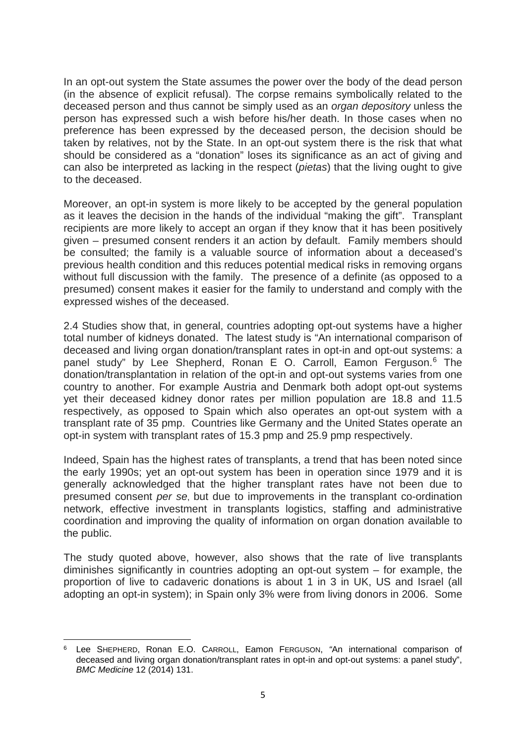In an opt-out system the State assumes the power over the body of the dead person (in the absence of explicit refusal). The corpse remains symbolically related to the deceased person and thus cannot be simply used as an *organ depository* unless the person has expressed such a wish before his/her death. In those cases when no preference has been expressed by the deceased person, the decision should be taken by relatives, not by the State. In an opt-out system there is the risk that what should be considered as a "donation" loses its significance as an act of giving and can also be interpreted as lacking in the respect (*pietas*) that the living ought to give to the deceased.

Moreover, an opt-in system is more likely to be accepted by the general population as it leaves the decision in the hands of the individual "making the gift". Transplant recipients are more likely to accept an organ if they know that it has been positively given – presumed consent renders it an action by default. Family members should be consulted; the family is a valuable source of information about a deceased's previous health condition and this reduces potential medical risks in removing organs without full discussion with the family. The presence of a definite (as opposed to a presumed) consent makes it easier for the family to understand and comply with the expressed wishes of the deceased.

2.4 Studies show that, in general, countries adopting opt-out systems have a higher total number of kidneys donated. The latest study is "An international comparison of deceased and living organ donation/transplant rates in opt-in and opt-out systems: a panel study" by Lee Shepherd, Ronan E O. Carroll, Eamon Ferguson.[6] The donation/transplantation in relation of the opt-in and opt-out systems varies from one country to another. For example Austria and Denmark both adopt opt-out systems yet their deceased kidney donor rates per million population are 18.8 and 11.5 respectively, as opposed to Spain which also operates an opt-out system with a transplant rate of 35 pmp. Countries like Germany and the United States operate an opt-in system with transplant rates of 15.3 pmp and 25.9 pmp respectively.

Indeed, Spain has the highest rates of transplants, a trend that has been noted since the early 1990s; yet an opt-out system has been in operation since 1979 and it is generally acknowledged that the higher transplant rates have not been due to presumed consent *per se*, but due to improvements in the transplant co-ordination network, effective investment in transplants logistics, staffing and administrative coordination and improving the quality of information on organ donation available to the public.

The study quoted above, however, also shows that the rate of live transplants diminishes significantly in countries adopting an opt-out system – for example, the proportion of live to cadaveric donations is about 1 in 3 in UK, US and Israel (all adopting an opt-in system); in Spain only 3% were from living donors in 2006. Some

---

[6] Lee SHEPHERD, Ronan E.O. CARROLL, Eamon FERGUSON, "An international comparison of deceased and living organ donation/transplant rates in opt-in and opt-out systems: a panel study", *BMC Medicine* 12 (2014) 131.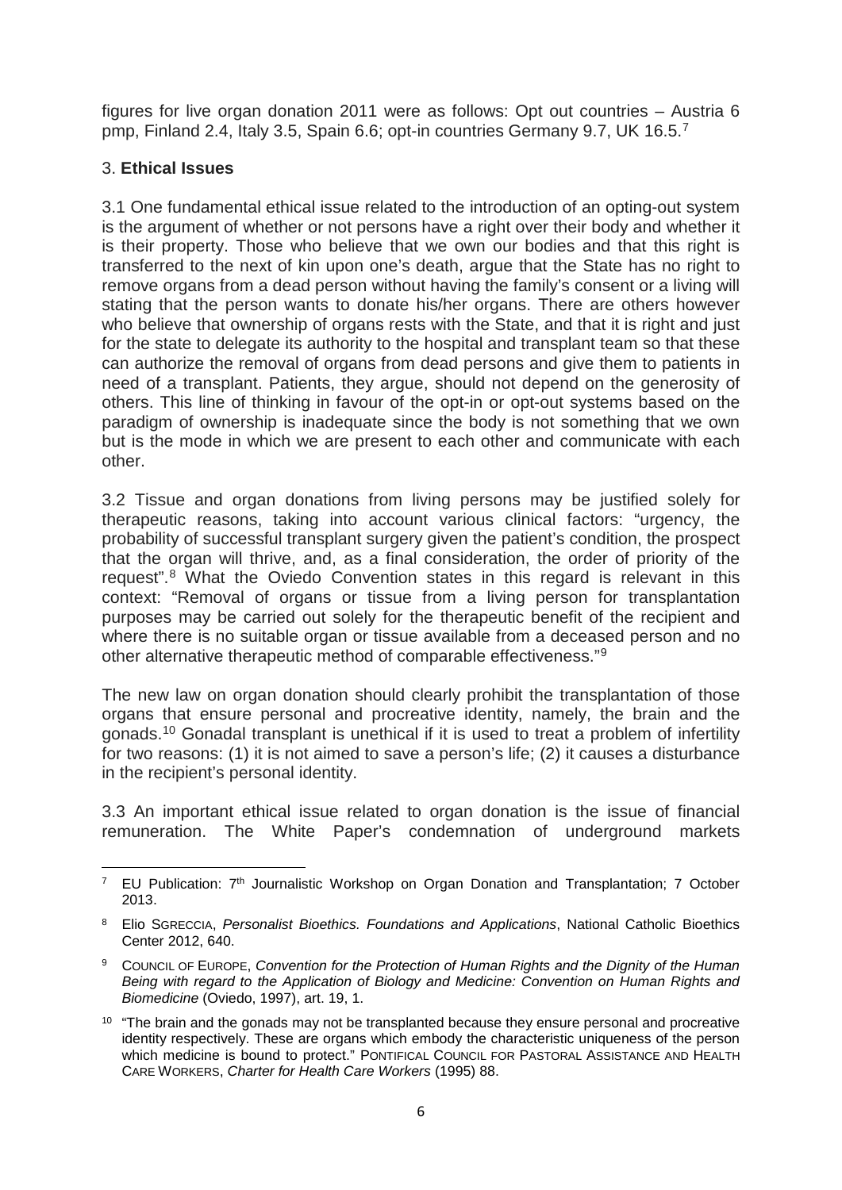figures for live organ donation 2011 were as follows: Opt out countries – Austria 6 pmp, Finland 2.4, Italy 3.5, Spain 6.6; opt-in countries Germany 9.7, UK 16.5.[7]

## 3. **Ethical Issues**

3.1 One fundamental ethical issue related to the introduction of an opting-out system is the argument of whether or not persons have a right over their body and whether it is their property. Those who believe that we own our bodies and that this right is transferred to the next of kin upon one's death, argue that the State has no right to remove organs from a dead person without having the family's consent or a living will stating that the person wants to donate his/her organs. There are others however who believe that ownership of organs rests with the State, and that it is right and just for the state to delegate its authority to the hospital and transplant team so that these can authorize the removal of organs from dead persons and give them to patients in need of a transplant. Patients, they argue, should not depend on the generosity of others. This line of thinking in favour of the opt-in or opt-out systems based on the paradigm of ownership is inadequate since the body is not something that we own but is the mode in which we are present to each other and communicate with each other.

3.2 Tissue and organ donations from living persons may be justified solely for therapeutic reasons, taking into account various clinical factors: "urgency, the probability of successful transplant surgery given the patient's condition, the prospect that the organ will thrive, and, as a final consideration, the order of priority of the request".[8] What the Oviedo Convention states in this regard is relevant in this context: "Removal of organs or tissue from a living person for transplantation purposes may be carried out solely for the therapeutic benefit of the recipient and where there is no suitable organ or tissue available from a deceased person and no other alternative therapeutic method of comparable effectiveness."[9]

The new law on organ donation should clearly prohibit the transplantation of those organs that ensure personal and procreative identity, namely, the brain and the gonads.[10] Gonadal transplant is unethical if it is used to treat a problem of infertility for two reasons: (1) it is not aimed to save a person's life; (2) it causes a disturbance in the recipient's personal identity.

3.3 An important ethical issue related to organ donation is the issue of financial remuneration. The White Paper's condemnation of underground markets

---

[7] EU Publication: 7th Journalistic Workshop on Organ Donation and Transplantation; 7 October 2013.

[8] Elio SGRECCIA, *Personalist Bioethics. Foundations and Applications*, National Catholic Bioethics Center 2012, 640.

[9] COUNCIL OF EUROPE, *Convention for the Protection of Human Rights and the Dignity of the Human Being with regard to the Application of Biology and Medicine: Convention on Human Rights and Biomedicine* (Oviedo, 1997), art. 19, 1.

[10] "The brain and the gonads may not be transplanted because they ensure personal and procreative identity respectively. These are organs which embody the characteristic uniqueness of the person which medicine is bound to protect." PONTIFICAL COUNCIL FOR PASTORAL ASSISTANCE AND HEALTH CARE WORKERS, *Charter for Health Care Workers* (1995) 88.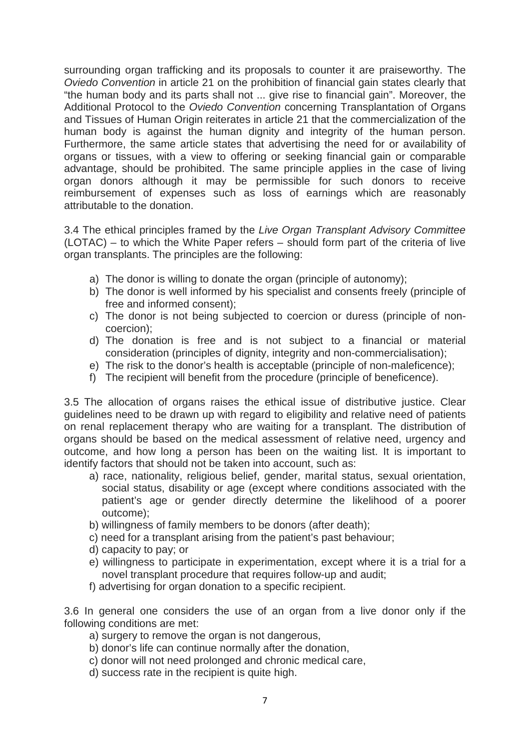surrounding organ trafficking and its proposals to counter it are praiseworthy. The *Oviedo Convention* in article 21 on the prohibition of financial gain states clearly that "the human body and its parts shall not ... give rise to financial gain". Moreover, the Additional Protocol to the *Oviedo Convention* concerning Transplantation of Organs and Tissues of Human Origin reiterates in article 21 that the commercialization of the human body is against the human dignity and integrity of the human person. Furthermore, the same article states that advertising the need for or availability of organs or tissues, with a view to offering or seeking financial gain or comparable advantage, should be prohibited. The same principle applies in the case of living organ donors although it may be permissible for such donors to receive reimbursement of expenses such as loss of earnings which are reasonably attributable to the donation.

3.4 The ethical principles framed by the *Live Organ Transplant Advisory Committee* (LOTAC) – to which the White Paper refers – should form part of the criteria of live organ transplants. The principles are the following:

a) The donor is willing to donate the organ (principle of autonomy);
b) The donor is well informed by his specialist and consents freely (principle of free and informed consent);
c) The donor is not being subjected to coercion or duress (principle of non-coercion);
d) The donation is free and is not subject to a financial or material consideration (principles of dignity, integrity and non-commercialisation);
e) The risk to the donor's health is acceptable (principle of non-maleficence);
f) The recipient will benefit from the procedure (principle of beneficence).

3.5 The allocation of organs raises the ethical issue of distributive justice. Clear guidelines need to be drawn up with regard to eligibility and relative need of patients on renal replacement therapy who are waiting for a transplant. The distribution of organs should be based on the medical assessment of relative need, urgency and outcome, and how long a person has been on the waiting list. It is important to identify factors that should not be taken into account, such as:

a) race, nationality, religious belief, gender, marital status, sexual orientation, social status, disability or age (except where conditions associated with the patient's age or gender directly determine the likelihood of a poorer outcome);
b) willingness of family members to be donors (after death);
c) need for a transplant arising from the patient's past behaviour;
d) capacity to pay; or
e) willingness to participate in experimentation, except where it is a trial for a novel transplant procedure that requires follow-up and audit;
f) advertising for organ donation to a specific recipient.

3.6 In general one considers the use of an organ from a live donor only if the following conditions are met:

a) surgery to remove the organ is not dangerous,
b) donor's life can continue normally after the donation,
c) donor will not need prolonged and chronic medical care,
d) success rate in the recipient is quite high.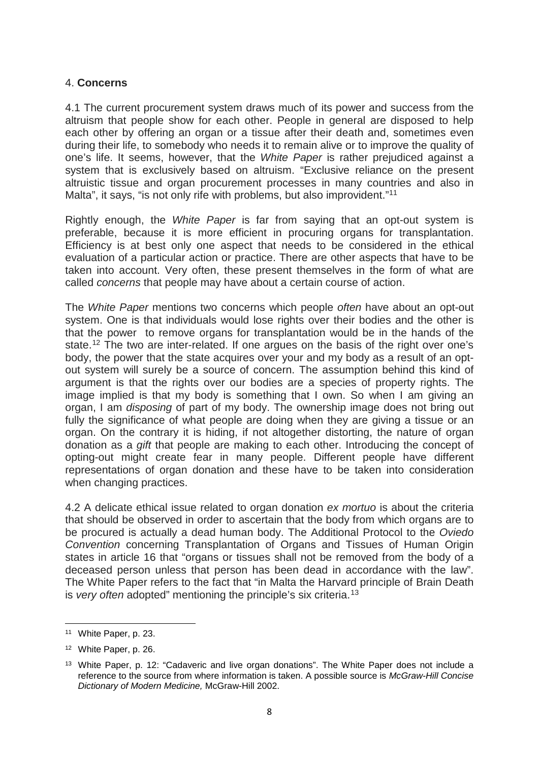## 4. **Concerns**

4.1 The current procurement system draws much of its power and success from the altruism that people show for each other. People in general are disposed to help each other by offering an organ or a tissue after their death and, sometimes even during their life, to somebody who needs it to remain alive or to improve the quality of one's life. It seems, however, that the *White Paper* is rather prejudiced against a system that is exclusively based on altruism. "Exclusive reliance on the present altruistic tissue and organ procurement processes in many countries and also in Malta", it says, "is not only rife with problems, but also improvident."[11]

Rightly enough, the *White Paper* is far from saying that an opt-out system is preferable, because it is more efficient in procuring organs for transplantation. Efficiency is at best only one aspect that needs to be considered in the ethical evaluation of a particular action or practice. There are other aspects that have to be taken into account. Very often, these present themselves in the form of what are called *concerns* that people may have about a certain course of action.

The *White Paper* mentions two concerns which people *often* have about an opt-out system. One is that individuals would lose rights over their bodies and the other is that the power to remove organs for transplantation would be in the hands of the state.[12] The two are inter-related. If one argues on the basis of the right over one's body, the power that the state acquires over your and my body as a result of an opt-out system will surely be a source of concern. The assumption behind this kind of argument is that the rights over our bodies are a species of property rights. The image implied is that my body is something that I own. So when I am giving an organ, I am *disposing* of part of my body. The ownership image does not bring out fully the significance of what people are doing when they are giving a tissue or an organ. On the contrary it is hiding, if not altogether distorting, the nature of organ donation as a *gift* that people are making to each other. Introducing the concept of opting-out might create fear in many people. Different people have different representations of organ donation and these have to be taken into consideration when changing practices.

4.2 A delicate ethical issue related to organ donation *ex mortuo* is about the criteria that should be observed in order to ascertain that the body from which organs are to be procured is actually a dead human body. The Additional Protocol to the *Oviedo Convention* concerning Transplantation of Organs and Tissues of Human Origin states in article 16 that "organs or tissues shall not be removed from the body of a deceased person unless that person has been dead in accordance with the law". The White Paper refers to the fact that "in Malta the Harvard principle of Brain Death is *very often* adopted" mentioning the principle's six criteria.[13]

---

[11] White Paper, p. 23.

[12] White Paper, p. 26.

[13] White Paper, p. 12: "Cadaveric and live organ donations". The White Paper does not include a reference to the source from where information is taken. A possible source is *McGraw-Hill Concise Dictionary of Modern Medicine,* McGraw-Hill 2002.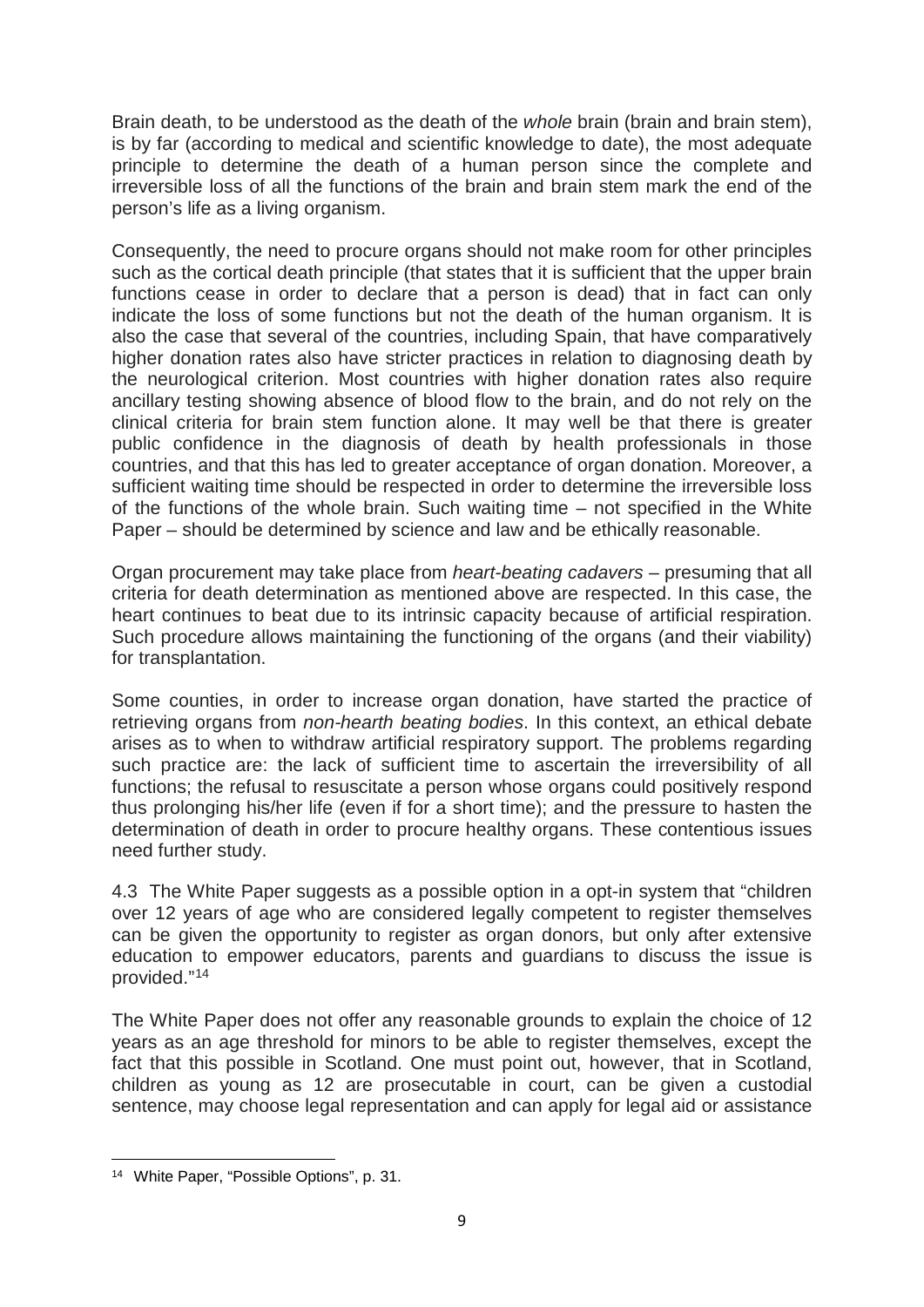Brain death, to be understood as the death of the *whole* brain (brain and brain stem), is by far (according to medical and scientific knowledge to date), the most adequate principle to determine the death of a human person since the complete and irreversible loss of all the functions of the brain and brain stem mark the end of the person's life as a living organism.

Consequently, the need to procure organs should not make room for other principles such as the cortical death principle (that states that it is sufficient that the upper brain functions cease in order to declare that a person is dead) that in fact can only indicate the loss of some functions but not the death of the human organism. It is also the case that several of the countries, including Spain, that have comparatively higher donation rates also have stricter practices in relation to diagnosing death by the neurological criterion. Most countries with higher donation rates also require ancillary testing showing absence of blood flow to the brain, and do not rely on the clinical criteria for brain stem function alone. It may well be that there is greater public confidence in the diagnosis of death by health professionals in those countries, and that this has led to greater acceptance of organ donation. Moreover, a sufficient waiting time should be respected in order to determine the irreversible loss of the functions of the whole brain. Such waiting time – not specified in the White Paper – should be determined by science and law and be ethically reasonable.

Organ procurement may take place from *heart-beating cadavers* – presuming that all criteria for death determination as mentioned above are respected. In this case, the heart continues to beat due to its intrinsic capacity because of artificial respiration. Such procedure allows maintaining the functioning of the organs (and their viability) for transplantation.

Some counties, in order to increase organ donation, have started the practice of retrieving organs from *non-hearth beating bodies*. In this context, an ethical debate arises as to when to withdraw artificial respiratory support. The problems regarding such practice are: the lack of sufficient time to ascertain the irreversibility of all functions; the refusal to resuscitate a person whose organs could positively respond thus prolonging his/her life (even if for a short time); and the pressure to hasten the determination of death in order to procure healthy organs. These contentious issues need further study.

4.3 The White Paper suggests as a possible option in a opt-in system that "children over 12 years of age who are considered legally competent to register themselves can be given the opportunity to register as organ donors, but only after extensive education to empower educators, parents and guardians to discuss the issue is provided."[14]

The White Paper does not offer any reasonable grounds to explain the choice of 12 years as an age threshold for minors to be able to register themselves, except the fact that this possible in Scotland. One must point out, however, that in Scotland, children as young as 12 are prosecutable in court, can be given a custodial sentence, may choose legal representation and can apply for legal aid or assistance

[14] White Paper, "Possible Options", p. 31.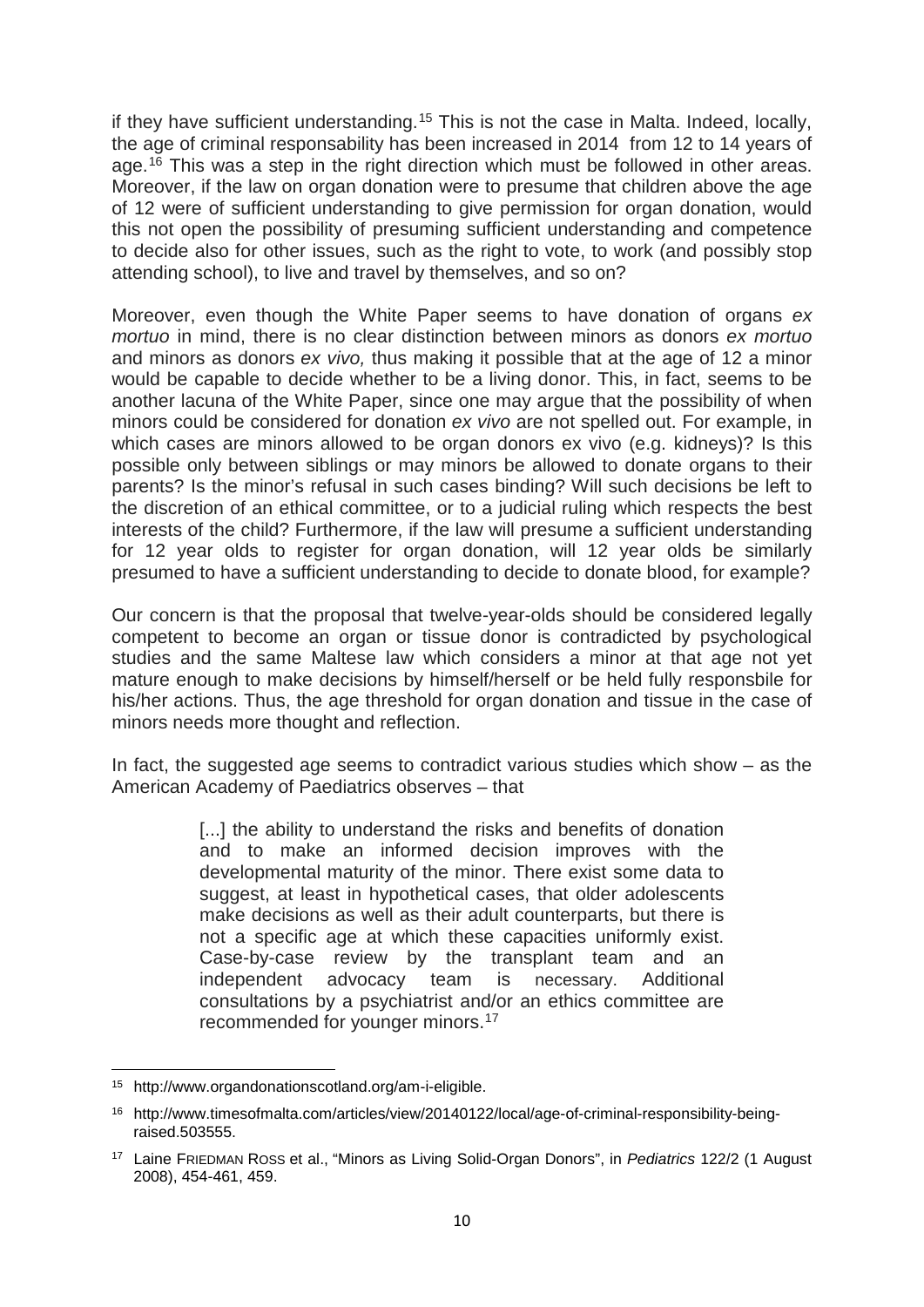if they have sufficient understanding.[15] This is not the case in Malta. Indeed, locally, the age of criminal responsability has been increased in 2014 from 12 to 14 years of age.[16] This was a step in the right direction which must be followed in other areas. Moreover, if the law on organ donation were to presume that children above the age of 12 were of sufficient understanding to give permission for organ donation, would this not open the possibility of presuming sufficient understanding and competence to decide also for other issues, such as the right to vote, to work (and possibly stop attending school), to live and travel by themselves, and so on?

Moreover, even though the White Paper seems to have donation of organs *ex mortuo* in mind, there is no clear distinction between minors as donors *ex mortuo* and minors as donors *ex vivo,* thus making it possible that at the age of 12 a minor would be capable to decide whether to be a living donor. This, in fact, seems to be another lacuna of the White Paper, since one may argue that the possibility of when minors could be considered for donation *ex vivo* are not spelled out. For example, in which cases are minors allowed to be organ donors ex vivo (e.g. kidneys)? Is this possible only between siblings or may minors be allowed to donate organs to their parents? Is the minor's refusal in such cases binding? Will such decisions be left to the discretion of an ethical committee, or to a judicial ruling which respects the best interests of the child? Furthermore, if the law will presume a sufficient understanding for 12 year olds to register for organ donation, will 12 year olds be similarly presumed to have a sufficient understanding to decide to donate blood, for example?

Our concern is that the proposal that twelve-year-olds should be considered legally competent to become an organ or tissue donor is contradicted by psychological studies and the same Maltese law which considers a minor at that age not yet mature enough to make decisions by himself/herself or be held fully responsbile for his/her actions. Thus, the age threshold for organ donation and tissue in the case of minors needs more thought and reflection.

In fact, the suggested age seems to contradict various studies which show – as the American Academy of Paediatrics observes – that

> [...] the ability to understand the risks and benefits of donation and to make an informed decision improves with the developmental maturity of the minor. There exist some data to suggest, at least in hypothetical cases, that older adolescents make decisions as well as their adult counterparts, but there is not a specific age at which these capacities uniformly exist. Case-by-case review by the transplant team and an independent advocacy team is necessary. Additional consultations by a psychiatrist and/or an ethics committee are recommended for younger minors.[17]

---

[15] http://www.organdonationscotland.org/am-i-eligible.

[16] http://www.timesofmalta.com/articles/view/20140122/local/age-of-criminal-responsibility-being-raised.503555.

[17] Laine FRIEDMAN ROSS et al., "Minors as Living Solid-Organ Donors", in *Pediatrics* 122/2 (1 August 2008), 454-461, 459.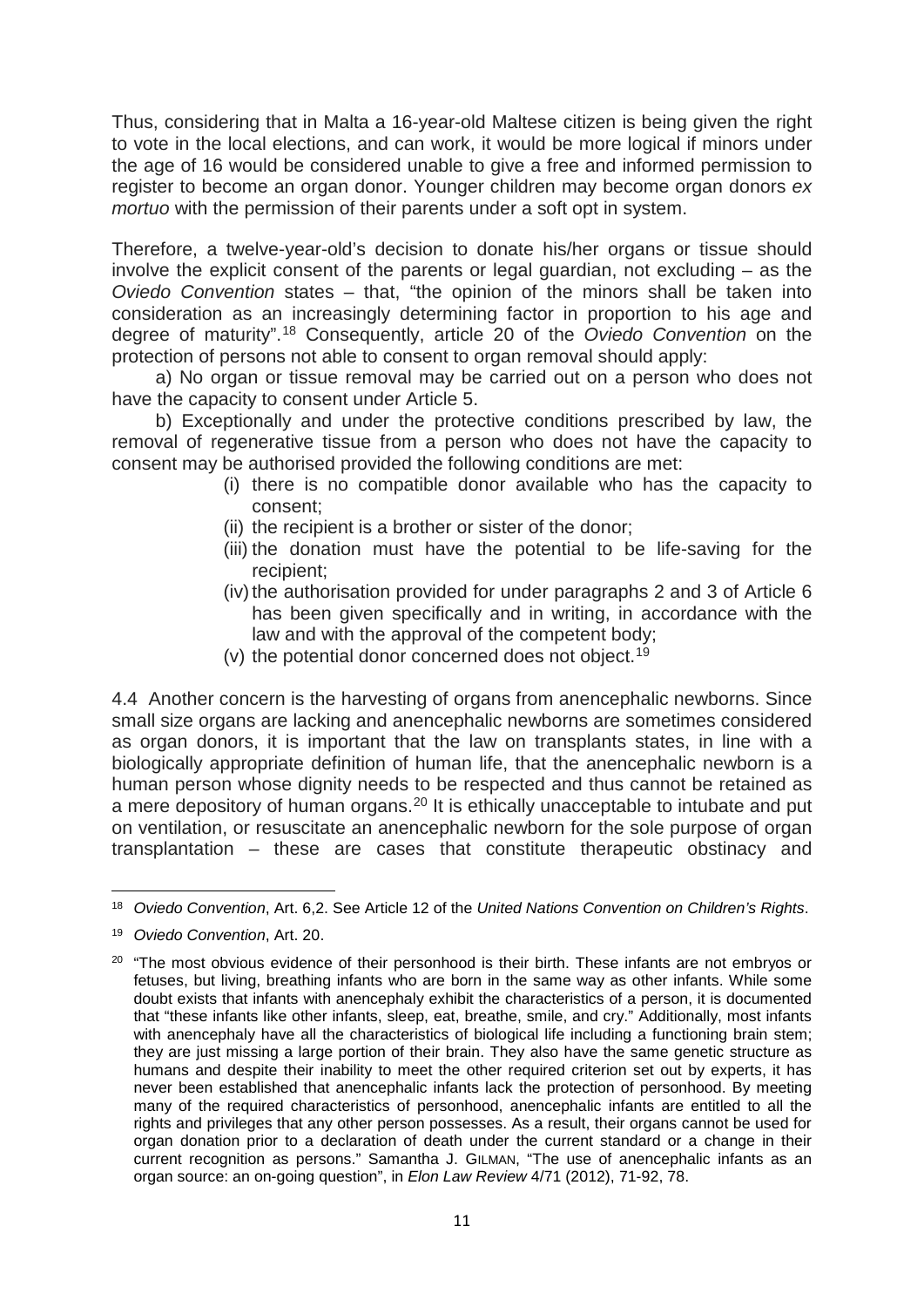Thus, considering that in Malta a 16-year-old Maltese citizen is being given the right to vote in the local elections, and can work, it would be more logical if minors under the age of 16 would be considered unable to give a free and informed permission to register to become an organ donor. Younger children may become organ donors *ex mortuo* with the permission of their parents under a soft opt in system.

Therefore, a twelve-year-old's decision to donate his/her organs or tissue should involve the explicit consent of the parents or legal guardian, not excluding – as the *Oviedo Convention* states – that, "the opinion of the minors shall be taken into consideration as an increasingly determining factor in proportion to his age and degree of maturity".[18] Consequently, article 20 of the *Oviedo Convention* on the protection of persons not able to consent to organ removal should apply:

a) No organ or tissue removal may be carried out on a person who does not have the capacity to consent under Article 5.

b) Exceptionally and under the protective conditions prescribed by law, the removal of regenerative tissue from a person who does not have the capacity to consent may be authorised provided the following conditions are met:

(i) there is no compatible donor available who has the capacity to consent;
(ii) the recipient is a brother or sister of the donor;
(iii) the donation must have the potential to be life-saving for the recipient;
(iv) the authorisation provided for under paragraphs 2 and 3 of Article 6 has been given specifically and in writing, in accordance with the law and with the approval of the competent body;
(v) the potential donor concerned does not object.[19]

4.4 Another concern is the harvesting of organs from anencephalic newborns. Since small size organs are lacking and anencephalic newborns are sometimes considered as organ donors, it is important that the law on transplants states, in line with a biologically appropriate definition of human life, that the anencephalic newborn is a human person whose dignity needs to be respected and thus cannot be retained as a mere depository of human organs.[20] It is ethically unacceptable to intubate and put on ventilation, or resuscitate an anencephalic newborn for the sole purpose of organ transplantation – these are cases that constitute therapeutic obstinacy and

---

[18] *Oviedo Convention*, Art. 6,2. See Article 12 of the *United Nations Convention on Children's Rights*.

[19] *Oviedo Convention*, Art. 20.

[20] "The most obvious evidence of their personhood is their birth. These infants are not embryos or fetuses, but living, breathing infants who are born in the same way as other infants. While some doubt exists that infants with anencephaly exhibit the characteristics of a person, it is documented that "these infants like other infants, sleep, eat, breathe, smile, and cry." Additionally, most infants with anencephaly have all the characteristics of biological life including a functioning brain stem; they are just missing a large portion of their brain. They also have the same genetic structure as humans and despite their inability to meet the other required criterion set out by experts, it has never been established that anencephalic infants lack the protection of personhood. By meeting many of the required characteristics of personhood, anencephalic infants are entitled to all the rights and privileges that any other person possesses. As a result, their organs cannot be used for organ donation prior to a declaration of death under the current standard or a change in their current recognition as persons." Samantha J. GILMAN, "The use of anencephalic infants as an organ source: an on-going question", in *Elon Law Review* 4/71 (2012), 71-92, 78.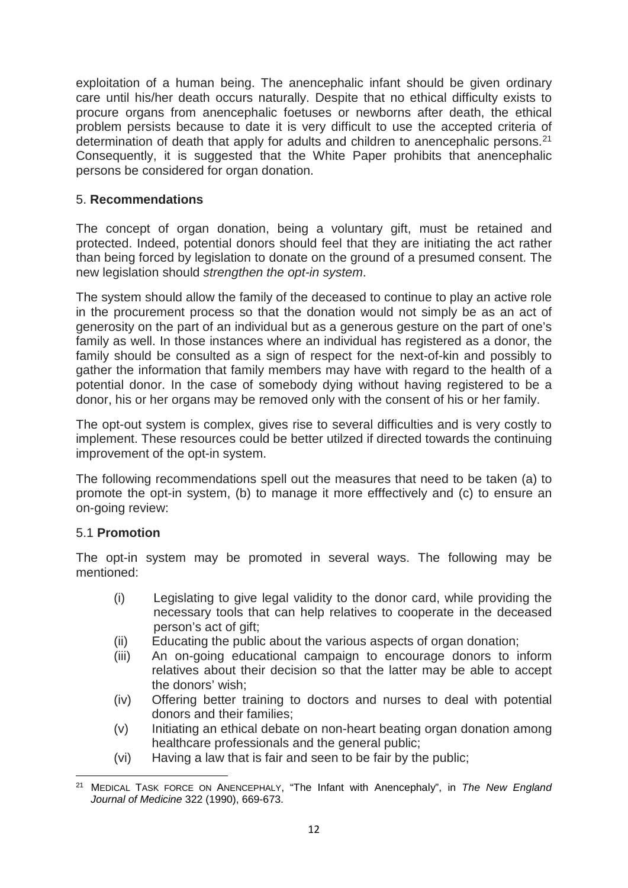exploitation of a human being. The anencephalic infant should be given ordinary care until his/her death occurs naturally. Despite that no ethical difficulty exists to procure organs from anencephalic foetuses or newborns after death, the ethical problem persists because to date it is very difficult to use the accepted criteria of determination of death that apply for adults and children to anencephalic persons.[21] Consequently, it is suggested that the White Paper prohibits that anencephalic persons be considered for organ donation.

## 5. **Recommendations**

The concept of organ donation, being a voluntary gift, must be retained and protected. Indeed, potential donors should feel that they are initiating the act rather than being forced by legislation to donate on the ground of a presumed consent. The new legislation should *strengthen the opt-in system*.

The system should allow the family of the deceased to continue to play an active role in the procurement process so that the donation would not simply be as an act of generosity on the part of an individual but as a generous gesture on the part of one's family as well. In those instances where an individual has registered as a donor, the family should be consulted as a sign of respect for the next-of-kin and possibly to gather the information that family members may have with regard to the health of a potential donor. In the case of somebody dying without having registered to be a donor, his or her organs may be removed only with the consent of his or her family.

The opt-out system is complex, gives rise to several difficulties and is very costly to implement. These resources could be better utilzed if directed towards the continuing improvement of the opt-in system.

The following recommendations spell out the measures that need to be taken (a) to promote the opt-in system, (b) to manage it more efffectively and (c) to ensure an on-going review:

### 5.1 **Promotion**

The opt-in system may be promoted in several ways. The following may be mentioned:

- (i) Legislating to give legal validity to the donor card, while providing the necessary tools that can help relatives to cooperate in the deceased person's act of gift;
- (ii) Educating the public about the various aspects of organ donation;
- (iii) An on-going educational campaign to encourage donors to inform relatives about their decision so that the latter may be able to accept the donors' wish;
- (iv) Offering better training to doctors and nurses to deal with potential donors and their families;
- (v) Initiating an ethical debate on non-heart beating organ donation among healthcare professionals and the general public;
- (vi) Having a law that is fair and seen to be fair by the public;

---

[21] MEDICAL TASK FORCE ON ANENCEPHALY, "The Infant with Anencephaly", in *The New England Journal of Medicine* 322 (1990), 669-673.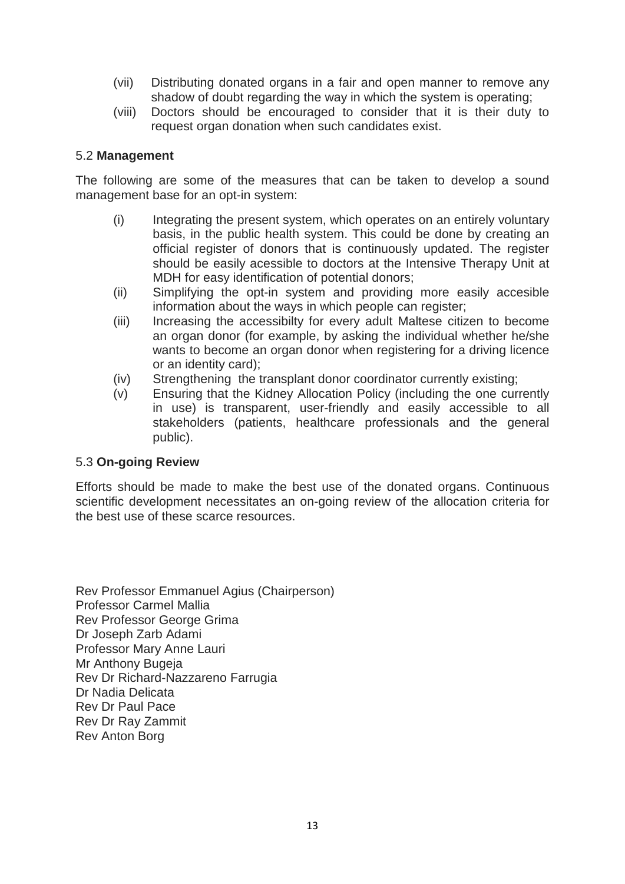(vii) Distributing donated organs in a fair and open manner to remove any shadow of doubt regarding the way in which the system is operating;

(viii) Doctors should be encouraged to consider that it is their duty to request organ donation when such candidates exist.

### 5.2 **Management**

The following are some of the measures that can be taken to develop a sound management base for an opt-in system:

(i) Integrating the present system, which operates on an entirely voluntary basis, in the public health system. This could be done by creating an official register of donors that is continuously updated. The register should be easily acessible to doctors at the Intensive Therapy Unit at MDH for easy identification of potential donors;

(ii) Simplifying the opt-in system and providing more easily accesible information about the ways in which people can register;

(iii) Increasing the accessibilty for every adult Maltese citizen to become an organ donor (for example, by asking the individual whether he/she wants to become an organ donor when registering for a driving licence or an identity card);

(iv) Strengthening the transplant donor coordinator currently existing;

(v) Ensuring that the Kidney Allocation Policy (including the one currently in use) is transparent, user-friendly and easily accessible to all stakeholders (patients, healthcare professionals and the general public).

### 5.3 **On-going Review**

Efforts should be made to make the best use of the donated organs. Continuous scientific development necessitates an on-going review of the allocation criteria for the best use of these scarce resources.

Rev Professor Emmanuel Agius (Chairperson)
Professor Carmel Mallia
Rev Professor George Grima
Dr Joseph Zarb Adami
Professor Mary Anne Lauri
Mr Anthony Bugeja
Rev Dr Richard-Nazzareno Farrugia
Dr Nadia Delicata
Rev Dr Paul Pace
Rev Dr Ray Zammit
Rev Anton Borg